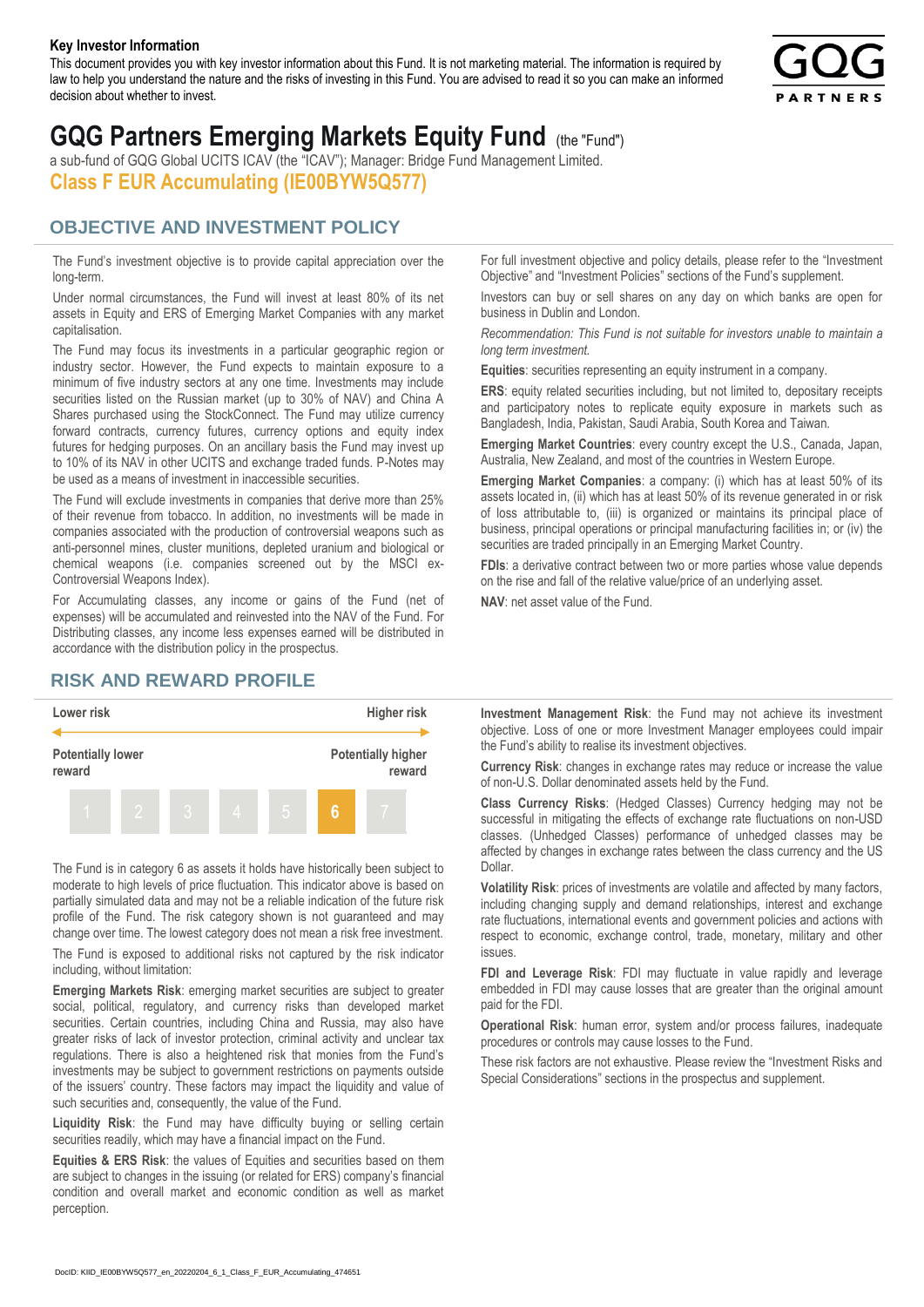**Key Investor Information**

This document provides you with key investor information about this Fund. It is not marketing material. The information is required by law to help you understand the nature and the risks of investing in this Fund. You are advised to read it so you can make an informed decision about whether to invest.

# GQG Partners Emerging Markets Equity Fund (the "Fund")

a sub-fund of GQG Global UCITS ICAV (the "ICAV"); Manager: Bridge Fund Management Limited.

## Class F EUR Accumulating (IE00BYW5Q577)

## OBJECTIVE AND INVESTMENT POLICY

The Fund's investment objective is to provide capital appreciation over the long-term.

Under normal circumstances, the Fund will invest at least 80% of its net assets in Equity and ERS of Emerging Market Companies with any market capitalisation.

The Fund may focus its investments in a particular geographic region or industry sector. However, the Fund expects to maintain exposure to a minimum of five industry sectors at any one time. Investments may include securities listed on the Russian market (up to 30% of NAV) and China A Shares purchased using the StockConnect. The Fund may utilize currency forward contracts, currency futures, currency options and equity index futures for hedging purposes. On an ancillary basis the Fund may invest up to 10% of its NAV in other UCITS and exchange traded funds. P-Notes may be used as a means of investment in inaccessible securities.

The Fund will exclude investments in companies that derive more than 25% of their revenue from tobacco. In addition, no investments will be made in companies associated with the production of controversial weapons such as anti-personnel mines, cluster munitions, depleted uranium and biological or chemical weapons (i.e. companies screened out by the MSCI ex-Controversial Weapons Index).

For Accumulating classes, any income or gains of the Fund (net of expenses) will be accumulated and reinvested into the NAV of the Fund. For Distributing classes, any income less expenses earned will be distributed in accordance with the distribution policy in the prospectus.

For full investment objective and policy details, please refer to the "Investment Objective" and "Investment Policies" sections of the Fund's supplement.

Investors can buy or sell shares on any day on which banks are open for business in Dublin and London.

*Recommendation: This Fund is not suitable for investors unable to maintain a long term investment.*

**Equities**: securities representing an equity instrument in a company.

**ERS**: equity related securities including, but not limited to, depositary receipts and participatory notes to replicate equity exposure in markets such as Bangladesh, India, Pakistan, Saudi Arabia, South Korea and Taiwan.

**Emerging Market Countries**: every country except the U.S., Canada, Japan, Australia, New Zealand, and most of the countries in Western Europe.

**Emerging Market Companies**: a company: (i) which has at least 50% of its assets located in, (ii) which has at least 50% of its revenue generated in or risk of loss attributable to, (iii) is organized or maintains its principal place of business, principal operations or principal manufacturing facilities in; or (iv) the securities are traded principally in an Emerging Market Country.

**FDIs**: a derivative contract between two or more parties whose value depends on the rise and fall of the relative value/price of an underlying asset.

**NAV**: net asset value of the Fund.

## RISK AND REWARD PROFILE

| Lower risk | | | | | | Higher risk |
|---|---|---|---|---|---|---|
| Potentially lower reward | | | | | | Potentially higher reward |
| 1 | 2 | 3 | 4 | 5 | **6** | 7 |

The Fund is in category 6 as assets it holds have historically been subject to moderate to high levels of price fluctuation. This indicator above is based on partially simulated data and may not be a reliable indication of the future risk profile of the Fund. The risk category shown is not guaranteed and may change over time. The lowest category does not mean a risk free investment.

The Fund is exposed to additional risks not captured by the risk indicator including, without limitation:

**Emerging Markets Risk**: emerging market securities are subject to greater social, political, regulatory, and currency risks than developed market securities. Certain countries, including China and Russia, may also have greater risks of lack of investor protection, criminal activity and unclear tax regulations. There is also a heightened risk that monies from the Fund's investments may be subject to government restrictions on payments outside of the issuers' country. These factors may impact the liquidity and value of such securities and, consequently, the value of the Fund.

**Liquidity Risk**: the Fund may have difficulty buying or selling certain securities readily, which may have a financial impact on the Fund.

**Equities & ERS Risk**: the values of Equities and securities based on them are subject to changes in the issuing (or related for ERS) company's financial condition and overall market and economic condition as well as market perception.

**Investment Management Risk**: the Fund may not achieve its investment objective. Loss of one or more Investment Manager employees could impair the Fund's ability to realise its investment objectives.

**Currency Risk**: changes in exchange rates may reduce or increase the value of non-U.S. Dollar denominated assets held by the Fund.

**Class Currency Risks**: (Hedged Classes) Currency hedging may not be successful in mitigating the effects of exchange rate fluctuations on non-USD classes. (Unhedged Classes) performance of unhedged classes may be affected by changes in exchange rates between the class currency and the US Dollar.

**Volatility Risk**: prices of investments are volatile and affected by many factors, including changing supply and demand relationships, interest and exchange rate fluctuations, international events and government policies and actions with respect to economic, exchange control, trade, monetary, military and other issues.

**FDI and Leverage Risk**: FDI may fluctuate in value rapidly and leverage embedded in FDI may cause losses that are greater than the original amount paid for the FDI.

**Operational Risk**: human error, system and/or process failures, inadequate procedures or controls may cause losses to the Fund.

These risk factors are not exhaustive. Please review the "Investment Risks and Special Considerations" sections in the prospectus and supplement.

DocID: KIID_IE00BYW5Q577_en_20220204_6_1_Class_F_EUR_Accumulating_474651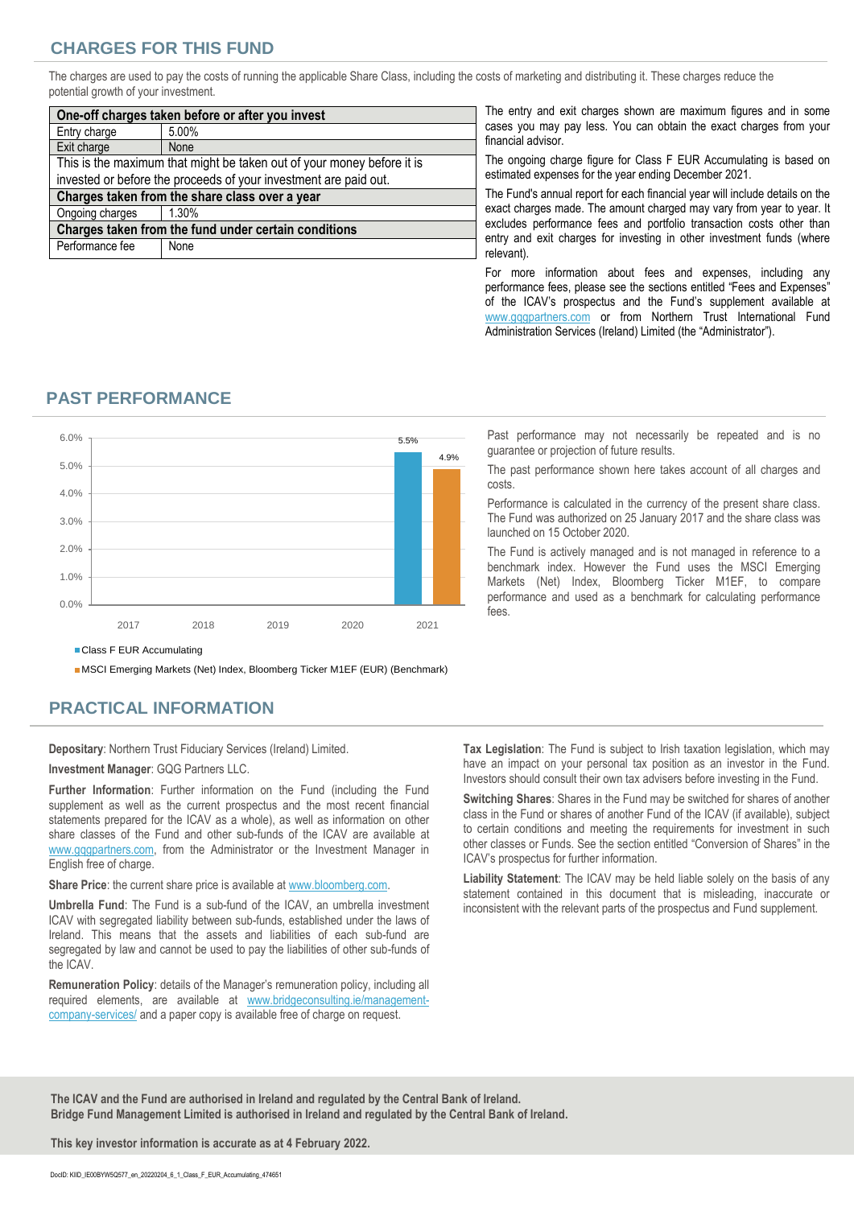## CHARGES FOR THIS FUND

The charges are used to pay the costs of running the applicable Share Class, including the costs of marketing and distributing it. These charges reduce the potential growth of your investment.

| One-off charges taken before or after you invest | |
|---|---|
| Entry charge | 5.00% |
| Exit charge | None |
| This is the maximum that might be taken out of your money before it is invested or before the proceeds of your investment are paid out. | |
| **Charges taken from the share class over a year** | |
| Ongoing charges | 1.30% |
| **Charges taken from the fund under certain conditions** | |
| Performance fee | None |

The entry and exit charges shown are maximum figures and in some cases you may pay less. You can obtain the exact charges from your financial advisor.

The ongoing charge figure for Class F EUR Accumulating is based on estimated expenses for the year ending December 2021.

The Fund's annual report for each financial year will include details on the exact charges made. The amount charged may vary from year to year. It excludes performance fees and portfolio transaction costs other than entry and exit charges for investing in other investment funds (where relevant).

For more information about fees and expenses, including any performance fees, please see the sections entitled "Fees and Expenses" of the ICAV's prospectus and the Fund's supplement available at www.gqgpartners.com or from Northern Trust International Fund Administration Services (Ireland) Limited (the "Administrator").

## PAST PERFORMANCE

6.0%
5.0%
4.0%
3.0%
2.0%
1.0%
0.0%

2017 2018 2019 2020 2021

5.5%
4.9%

Class F EUR Accumulating

MSCI Emerging Markets (Net) Index, Bloomberg Ticker M1EF (EUR) (Benchmark)

Past performance may not necessarily be repeated and is no guarantee or projection of future results.

The past performance shown here takes account of all charges and costs.

Performance is calculated in the currency of the present share class. The Fund was authorized on 25 January 2017 and the share class was launched on 15 October 2020.

The Fund is actively managed and is not managed in reference to a benchmark index. However the Fund uses the MSCI Emerging Markets (Net) Index, Bloomberg Ticker M1EF, to compare performance and used as a benchmark for calculating performance fees.

## PRACTICAL INFORMATION

**Depositary**: Northern Trust Fiduciary Services (Ireland) Limited.

**Investment Manager**: GQG Partners LLC.

**Further Information**: Further information on the Fund (including the Fund supplement as well as the current prospectus and the most recent financial statements prepared for the ICAV as a whole), as well as information on other share classes of the Fund and other sub-funds of the ICAV are available at www.gqgpartners.com, from the Administrator or the Investment Manager in English free of charge.

**Share Price**: the current share price is available at www.bloomberg.com.

**Umbrella Fund**: The Fund is a sub-fund of the ICAV, an umbrella investment ICAV with segregated liability between sub-funds, established under the laws of Ireland. This means that the assets and liabilities of each sub-fund are segregated by law and cannot be used to pay the liabilities of other sub-funds of the ICAV.

**Remuneration Policy**: details of the Manager's remuneration policy, including all required elements, are available at www.bridgeconsulting.ie/management-company-services/ and a paper copy is available free of charge on request.

**Tax Legislation**: The Fund is subject to Irish taxation legislation, which may have an impact on your personal tax position as an investor in the Fund. Investors should consult their own tax advisers before investing in the Fund.

**Switching Shares**: Shares in the Fund may be switched for shares of another class in the Fund or shares of another Fund of the ICAV (if available), subject to certain conditions and meeting the requirements for investment in such other classes or Funds. See the section entitled "Conversion of Shares" in the ICAV's prospectus for further information.

**Liability Statement**: The ICAV may be held liable solely on the basis of any statement contained in this document that is misleading, inaccurate or inconsistent with the relevant parts of the prospectus and Fund supplement.

**The ICAV and the Fund are authorised in Ireland and regulated by the Central Bank of Ireland.**
**Bridge Fund Management Limited is authorised in Ireland and regulated by the Central Bank of Ireland.**

**This key investor information is accurate as at 4 February 2022.**

DocID: KIID_IE00BYW5Q577_en_20220204_6_1_Class_F_EUR_Accumulating_474651